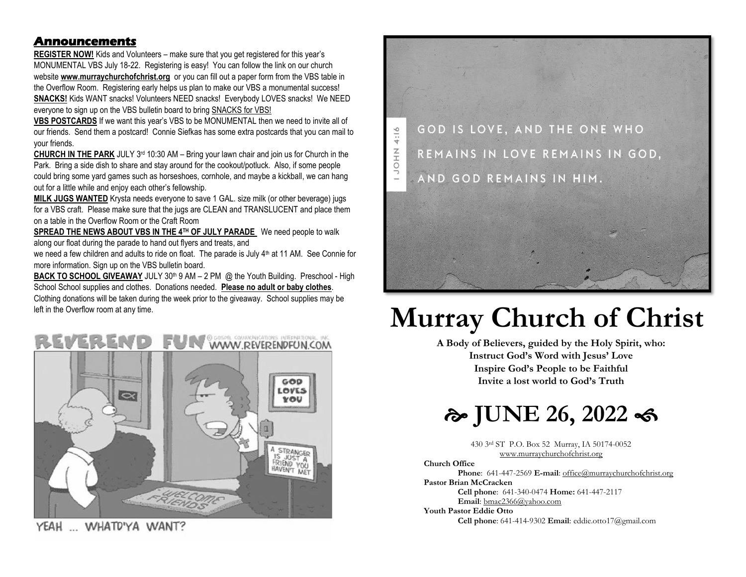## Announcements

**REGISTER NOW!** Kids and Volunteers – make sure that you get registered for this year's MONUMENTAL VBS July 18-22. Registering is easy! You can follow the link on our church website **www.murraychurchofchrist.org** or you can fill out a paper form from the VBS table in the Overflow Room. Registering early helps us plan to make our VBS a monumental success!

**SNACKS!** Kids WANT snacks! Volunteers NEED snacks! Everybody LOVES snacks! We NEED everyone to sign up on the VBS bulletin board to bring SNACKS for VBS!

**VBS POSTCARDS** If we want this year's VBS to be MONUMENTAL then we need to invite all of our friends. Send them a postcard! Connie Siefkas has some extra postcards that you can mail to your friends.

**CHURCH IN THE PARK** JULY 3rd 10:30 AM – Bring your lawn chair and join us for Church in the Park. Bring a side dish to share and stay around for the cookout/potluck. Also, if some people could bring some yard games such as horseshoes, cornhole, and maybe a kickball, we can hang out for a little while and enjoy each other's fellowship.

**MILK JUGS WANTED** Krysta needs everyone to save 1 GAL. size milk (or other beverage) jugs for a VBS craft. Please make sure that the jugs are CLEAN and TRANSLUCENT and place them on a table in the Overflow Room or the Craft Room

**SPREAD THE NEWS ABOUT VBS IN THE 4TH OF JULY PARADE** We need people to walk along our float during the parade to hand out flyers and treats, and we need a few children and adults to ride on float. The parade is July 4th at 11 AM. See Connie for more information. Sign up on the VBS bulletin board.

**BACK TO SCHOOL GIVEAWAY** JULY 30th 9 AM – 2 PM @ the Youth Building. Preschool - High School School supplies and clothes. Donations needed. **Please no adult or baby clothes**. Clothing donations will be taken during the week prior to the giveaway. School supplies may be left in the Overflow room at any time.

REVEREND FUN © GOSPEL COMMUNICATIONS INTERNATIONAL, INC. WWW.REVERENDFUN.COM

YEAH ... WHATD'YA WANT?

GOD IS LOVE, AND THE ONE WHO REMAINS IN LOVE REMAINS IN GOD, AND GOD REMAINS IN HIM.

1 JOHN 4:16

# Murray Church of Christ

**A Body of Believers, guided by the Holy Spirit, who:**
**Instruct God's Word with Jesus' Love**
**Inspire God's People to be Faithful**
**Invite a lost world to God's Truth**

# JUNE 26, 2022

430 3rd ST P.O. Box 52 Murray, IA 50174-0052
www.murraychurchofchrist.org

**Church Office**
**Phone**: 641-447-2569 **E-mail**: office@murraychurchofchrist.org

**Pastor Brian McCracken**
**Cell phone**: 641-340-0474 **Home:** 641-447-2117
**Email**: bmac2366@yahoo.com

**Youth Pastor Eddie Otto**
**Cell phone**: 641-414-9302 **Email**: eddie.otto17@gmail.com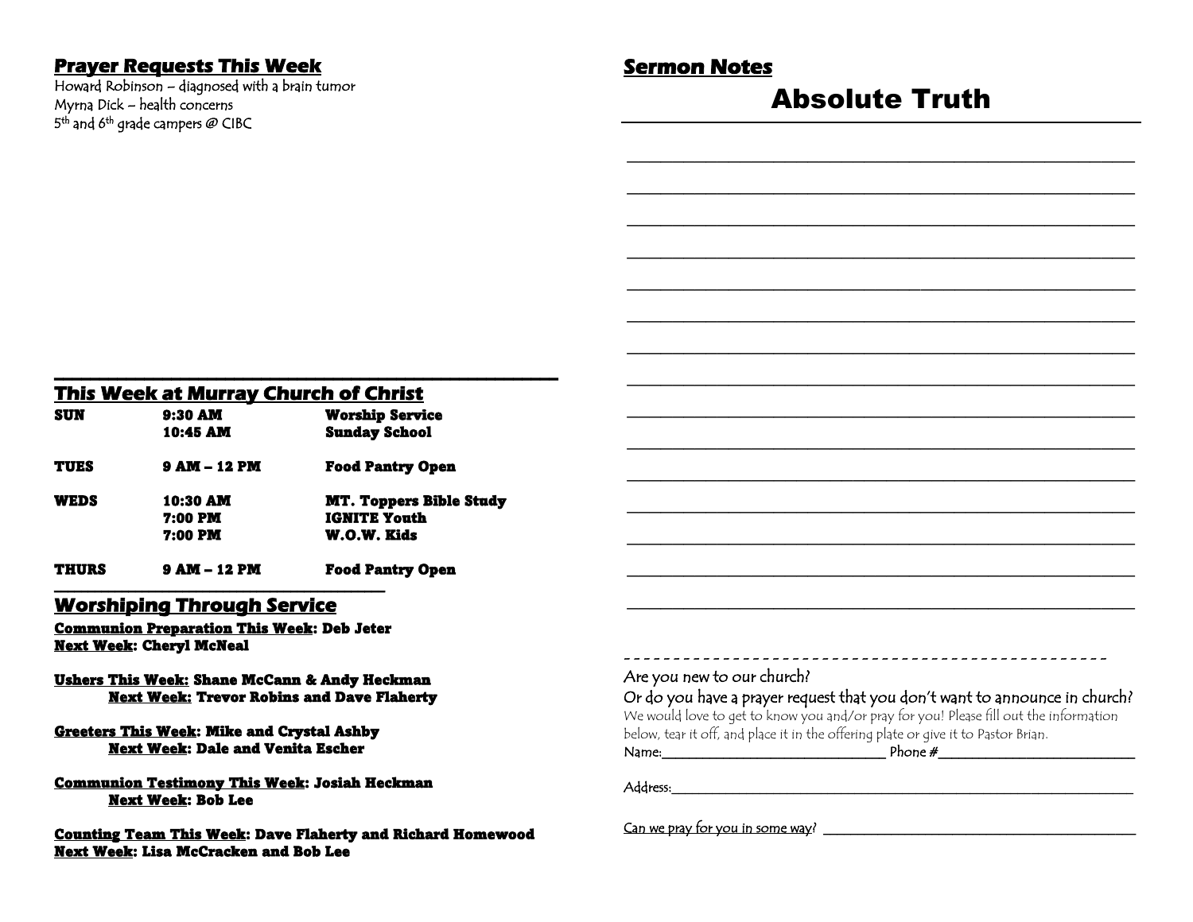## Prayer Requests This Week

Howard Robinson – diagnosed with a brain tumor
Myrna Dick – health concerns
5th and 6th grade campers @ CIBC

---

## This Week at Murray Church of Christ

| | | |
|---|---|---|
| **SUN** | **9:30 AM** | **Worship Service** |
| | **10:45 AM** | **Sunday School** |
| **TUES** | **9 AM – 12 PM** | **Food Pantry Open** |
| **WEDS** | **10:30 AM** | **MT. Toppers Bible Study** |
| | **7:00 PM** | **IGNITE Youth** |
| | **7:00 PM** | **W.O.W. Kids** |
| **THURS** | **9 AM – 12 PM** | **Food Pantry Open** |

---

## Worshiping Through Service

**Communion Preparation This Week: Deb Jeter**
**Next Week: Cheryl McNeal**

**Ushers This Week: Shane McCann & Andy Heckman**
**Next Week: Trevor Robins and Dave Flaherty**

**Greeters This Week: Mike and Crystal Ashby**
**Next Week: Dale and Venita Escher**

**Communion Testimony This Week: Josiah Heckman**
**Next Week: Bob Lee**

**Counting Team This Week: Dave Flaherty and Richard Homewood**
**Next Week: Lisa McCracken and Bob Lee**

## Sermon Notes

# Absolute Truth

_______________________________________________
_______________________________________________
_______________________________________________
_______________________________________________
_______________________________________________
_______________________________________________
_______________________________________________
_______________________________________________
_______________________________________________
_______________________________________________
_______________________________________________
_______________________________________________
_______________________________________________
_______________________________________________
_______________________________________________

- - - - - - - - - - - - - - - - - - - - - - - - - - - - - - - - - - - - - - - - - - - - - - - -

Are you new to our church?
Or do you have a prayer request that you don't want to announce in church?
We would love to get to know you and/or pray for you! Please fill out the information below, tear it off, and place it in the offering plate or give it to Pastor Brian.

Name:_______________________ Phone #_______________________

Address:_______________________________________________

Can we pray for you in some way? _______________________________